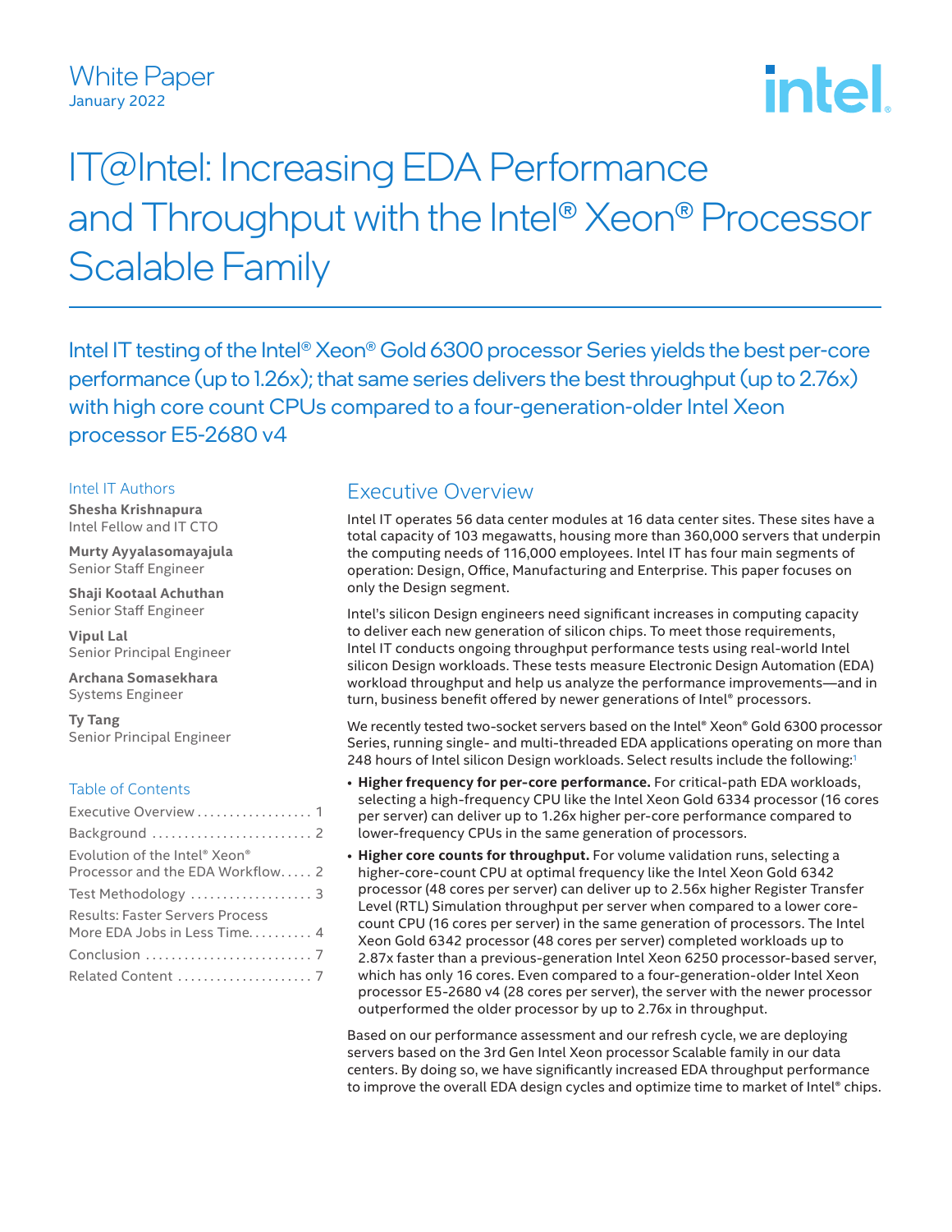White Paper
January 2022

# IT@Intel: Increasing EDA Performance and Throughput with the Intel® Xeon® Processor Scalable Family

Intel IT testing of the Intel® Xeon® Gold 6300 processor Series yields the best per-core performance (up to 1.26x); that same series delivers the best throughput (up to 2.76x) with high core count CPUs compared to a four-generation-older Intel Xeon processor E5-2680 v4

### Intel IT Authors

**Shesha Krishnapura**
Intel Fellow and IT CTO

**Murty Ayyalasomayajula**
Senior Staff Engineer

**Shaji Kootaal Achuthan**
Senior Staff Engineer

**Vipul Lal**
Senior Principal Engineer

**Archana Somasekhara**
Systems Engineer

**Ty Tang**
Senior Principal Engineer

### Table of Contents

- Executive Overview . . . . . 1
- Background . . . . . 2
- Evolution of the Intel® Xeon® Processor and the EDA Workflow . . . . . 2
- Test Methodology . . . . . 3
- Results: Faster Servers Process More EDA Jobs in Less Time . . . . . 4
- Conclusion . . . . . 7
- Related Content . . . . . 7

## Executive Overview

Intel IT operates 56 data center modules at 16 data center sites. These sites have a total capacity of 103 megawatts, housing more than 360,000 servers that underpin the computing needs of 116,000 employees. Intel IT has four main segments of operation: Design, Office, Manufacturing and Enterprise. This paper focuses on only the Design segment.

Intel's silicon Design engineers need significant increases in computing capacity to deliver each new generation of silicon chips. To meet those requirements, Intel IT conducts ongoing throughput performance tests using real-world Intel silicon Design workloads. These tests measure Electronic Design Automation (EDA) workload throughput and help us analyze the performance improvements—and in turn, business benefit offered by newer generations of Intel® processors.

We recently tested two-socket servers based on the Intel® Xeon® Gold 6300 processor Series, running single- and multi-threaded EDA applications operating on more than 248 hours of Intel silicon Design workloads. Select results include the following:[1]

- **Higher frequency for per-core performance.** For critical-path EDA workloads, selecting a high-frequency CPU like the Intel Xeon Gold 6334 processor (16 cores per server) can deliver up to 1.26x higher per-core performance compared to lower-frequency CPUs in the same generation of processors.
- **Higher core counts for throughput.** For volume validation runs, selecting a higher-core-count CPU at optimal frequency like the Intel Xeon Gold 6342 processor (48 cores per server) can deliver up to 2.56x higher Register Transfer Level (RTL) Simulation throughput per server when compared to a lower core-count CPU (16 cores per server) in the same generation of processors. The Intel Xeon Gold 6342 processor (48 cores per server) completed workloads up to 2.87x faster than a previous-generation Intel Xeon 6250 processor-based server, which has only 16 cores. Even compared to a four-generation-older Intel Xeon processor E5-2680 v4 (28 cores per server), the server with the newer processor outperformed the older processor by up to 2.76x in throughput.

Based on our performance assessment and our refresh cycle, we are deploying servers based on the 3rd Gen Intel Xeon processor Scalable family in our data centers. By doing so, we have significantly increased EDA throughput performance to improve the overall EDA design cycles and optimize time to market of Intel® chips.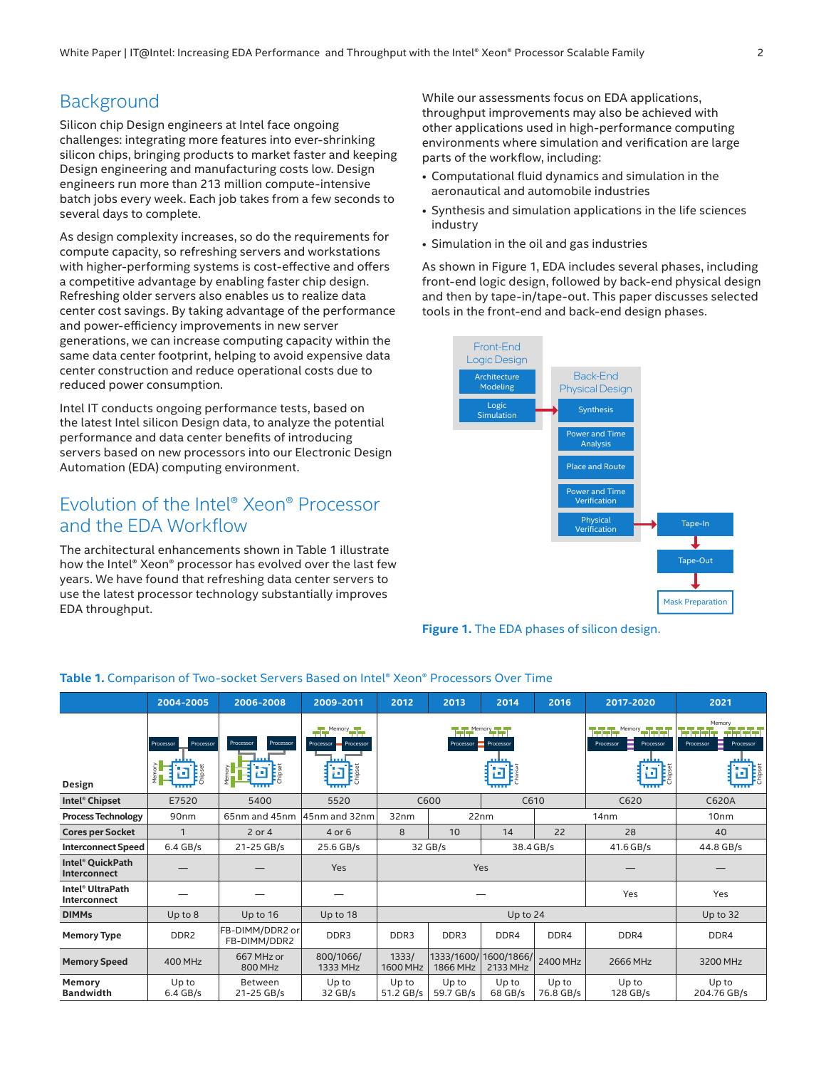## Background

Silicon chip Design engineers at Intel face ongoing challenges: integrating more features into ever-shrinking silicon chips, bringing products to market faster and keeping Design engineering and manufacturing costs low. Design engineers run more than 213 million compute-intensive batch jobs every week. Each job takes from a few seconds to several days to complete.

As design complexity increases, so do the requirements for compute capacity, so refreshing servers and workstations with higher-performing systems is cost-effective and offers a competitive advantage by enabling faster chip design. Refreshing older servers also enables us to realize data center cost savings. By taking advantage of the performance and power-efficiency improvements in new server generations, we can increase computing capacity within the same data center footprint, helping to avoid expensive data center construction and reduce operational costs due to reduced power consumption.

Intel IT conducts ongoing performance tests, based on the latest Intel silicon Design data, to analyze the potential performance and data center benefits of introducing servers based on new processors into our Electronic Design Automation (EDA) computing environment.

## Evolution of the Intel® Xeon® Processor and the EDA Workflow

The architectural enhancements shown in Table 1 illustrate how the Intel® Xeon® processor has evolved over the last few years. We have found that refreshing data center servers to use the latest processor technology substantially improves EDA throughput.

While our assessments focus on EDA applications, throughput improvements may also be achieved with other applications used in high-performance computing environments where simulation and verification are large parts of the workflow, including:

- Computational fluid dynamics and simulation in the aeronautical and automobile industries
- Synthesis and simulation applications in the life sciences industry
- Simulation in the oil and gas industries

As shown in Figure 1, EDA includes several phases, including front-end logic design, followed by back-end physical design and then by tape-in/tape-out. This paper discusses selected tools in the front-end and back-end design phases.

**Figure 1.** The EDA phases of silicon design.

**Table 1.** Comparison of Two-socket Servers Based on Intel® Xeon® Processors Over Time

| | 2004-2005 | 2006-2008 | 2009-2011 | 2012 | 2013 | 2014 | 2016 | 2017-2020 | 2021 |
|---|---|---|---|---|---|---|---|---|---|
| **Design** | | | | | | | | | |
| **Intel® Chipset** | E7520 | 5400 | 5520 | C600 | | C610 | | C620 | C620A |
| **Process Technology** | 90nm | 65nm and 45nm | 45nm and 32nm | 32nm | 22nm | | 14nm | | 10nm |
| **Cores per Socket** | 1 | 2 or 4 | 4 or 6 | 8 | 10 | 14 | 22 | 28 | 40 |
| **Interconnect Speed** | 6.4 GB/s | 21-25 GB/s | 25.6 GB/s | 32 GB/s | | 38.4 GB/s | | 41.6 GB/s | 44.8 GB/s |
| **Intel® QuickPath Interconnect** | — | — | Yes | Yes | | | | — | — |
| **Intel® UltraPath Interconnect** | — | — | — | — | | | | Yes | Yes |
| **DIMMs** | Up to 8 | Up to 16 | Up to 18 | Up to 24 | | | | | Up to 32 |
| **Memory Type** | DDR2 | FB-DIMM/DDR2 or FB-DIMM/DDR2 | DDR3 | DDR3 | DDR3 | DDR4 | DDR4 | DDR4 | DDR4 |
| **Memory Speed** | 400 MHz | 667 MHz or 800 MHz | 800/1066/ 1333 MHz | 1333/ 1600 MHz | 1333/1600/ 1866 MHz | 1600/1866/ 2133 MHz | 2400 MHz | 2666 MHz | 3200 MHz |
| **Memory Bandwidth** | Up to 6.4 GB/s | Between 21-25 GB/s | Up to 32 GB/s | Up to 51.2 GB/s | Up to 59.7 GB/s | Up to 68 GB/s | Up to 76.8 GB/s | Up to 128 GB/s | Up to 204.76 GB/s |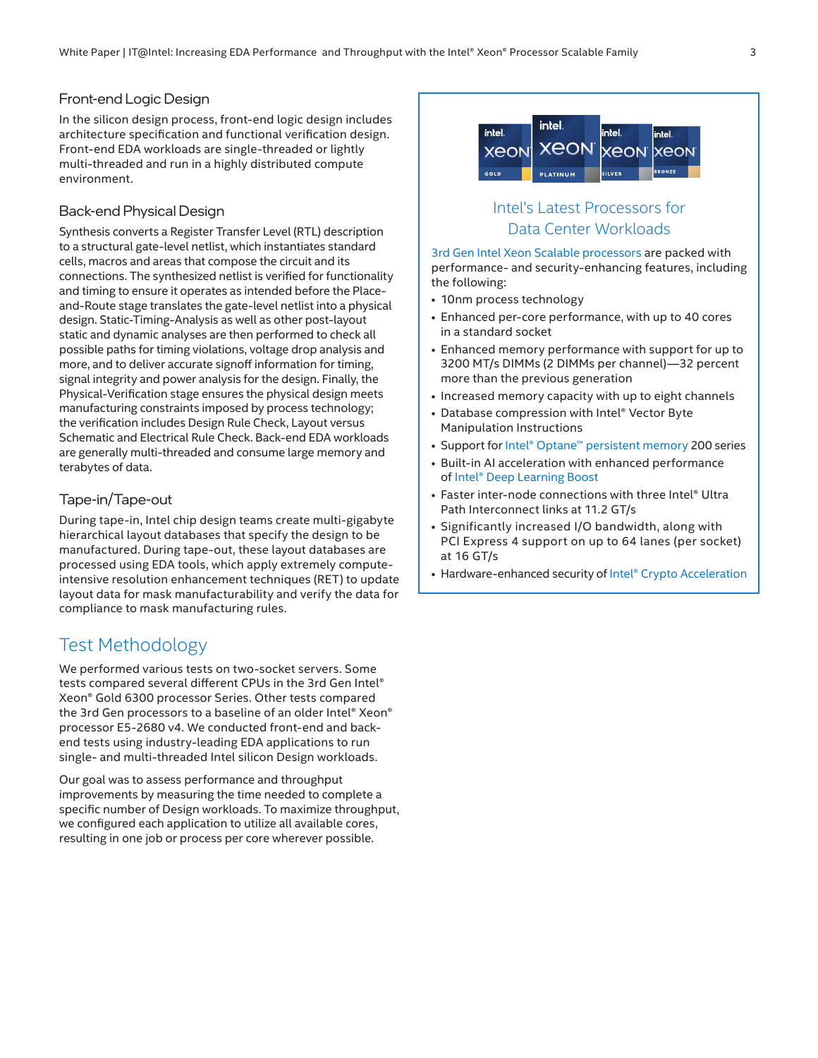### Front-end Logic Design

In the silicon design process, front-end logic design includes architecture specification and functional verification design. Front-end EDA workloads are single-threaded or lightly multi-threaded and run in a highly distributed compute environment.

### Back-end Physical Design

Synthesis converts a Register Transfer Level (RTL) description to a structural gate-level netlist, which instantiates standard cells, macros and areas that compose the circuit and its connections. The synthesized netlist is verified for functionality and timing to ensure it operates as intended before the Place-and-Route stage translates the gate-level netlist into a physical design. Static-Timing-Analysis as well as other post-layout static and dynamic analyses are then performed to check all possible paths for timing violations, voltage drop analysis and more, and to deliver accurate signoff information for timing, signal integrity and power analysis for the design. Finally, the Physical-Verification stage ensures the physical design meets manufacturing constraints imposed by process technology; the verification includes Design Rule Check, Layout versus Schematic and Electrical Rule Check. Back-end EDA workloads are generally multi-threaded and consume large memory and terabytes of data.

### Tape-in/Tape-out

During tape-in, Intel chip design teams create multi-gigabyte hierarchical layout databases that specify the design to be manufactured. During tape-out, these layout databases are processed using EDA tools, which apply extremely compute-intensive resolution enhancement techniques (RET) to update layout data for mask manufacturability and verify the data for compliance to mask manufacturing rules.

## Test Methodology

We performed various tests on two-socket servers. Some tests compared several different CPUs in the 3rd Gen Intel® Xeon® Gold 6300 processor Series. Other tests compared the 3rd Gen processors to a baseline of an older Intel® Xeon® processor E5-2680 v4. We conducted front-end and back-end tests using industry-leading EDA applications to run single- and multi-threaded Intel silicon Design workloads.

Our goal was to assess performance and throughput improvements by measuring the time needed to complete a specific number of Design workloads. To maximize throughput, we configured each application to utilize all available cores, resulting in one job or process per core wherever possible.

### Intel's Latest Processors for Data Center Workloads

3rd Gen Intel Xeon Scalable processors are packed with performance- and security-enhancing features, including the following:

- 10nm process technology
- Enhanced per-core performance, with up to 40 cores in a standard socket
- Enhanced memory performance with support for up to 3200 MT/s DIMMs (2 DIMMs per channel)—32 percent more than the previous generation
- Increased memory capacity with up to eight channels
- Database compression with Intel® Vector Byte Manipulation Instructions
- Support for Intel® Optane™ persistent memory 200 series
- Built-in AI acceleration with enhanced performance of Intel® Deep Learning Boost
- Faster inter-node connections with three Intel® Ultra Path Interconnect links at 11.2 GT/s
- Significantly increased I/O bandwidth, along with PCI Express 4 support on up to 64 lanes (per socket) at 16 GT/s
- Hardware-enhanced security of Intel® Crypto Acceleration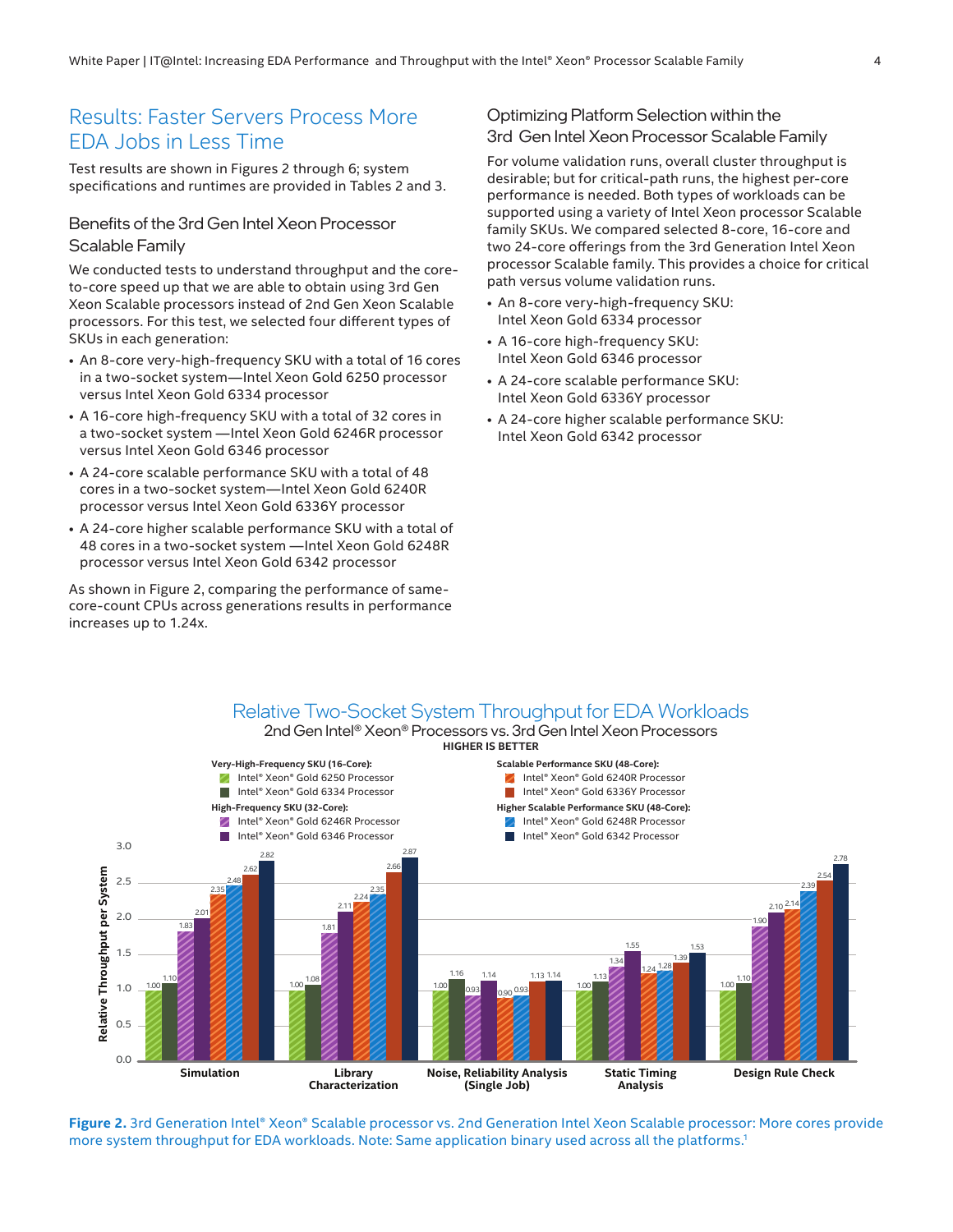## Results: Faster Servers Process More EDA Jobs in Less Time

Test results are shown in Figures 2 through 6; system specifications and runtimes are provided in Tables 2 and 3.

### Benefits of the 3rd Gen Intel Xeon Processor Scalable Family

We conducted tests to understand throughput and the core-to-core speed up that we are able to obtain using 3rd Gen Xeon Scalable processors instead of 2nd Gen Xeon Scalable processors. For this test, we selected four different types of SKUs in each generation:

- An 8-core very-high-frequency SKU with a total of 16 cores in a two-socket system—Intel Xeon Gold 6250 processor versus Intel Xeon Gold 6334 processor
- A 16-core high-frequency SKU with a total of 32 cores in a two-socket system —Intel Xeon Gold 6246R processor versus Intel Xeon Gold 6346 processor
- A 24-core scalable performance SKU with a total of 48 cores in a two-socket system—Intel Xeon Gold 6240R processor versus Intel Xeon Gold 6336Y processor
- A 24-core higher scalable performance SKU with a total of 48 cores in a two-socket system —Intel Xeon Gold 6248R processor versus Intel Xeon Gold 6342 processor

As shown in Figure 2, comparing the performance of same-core-count CPUs across generations results in performance increases up to 1.24x.

### Optimizing Platform Selection within the 3rd Gen Intel Xeon Processor Scalable Family

For volume validation runs, overall cluster throughput is desirable; but for critical-path runs, the highest per-core performance is needed. Both types of workloads can be supported using a variety of Intel Xeon processor Scalable family SKUs. We compared selected 8-core, 16-core and two 24-core offerings from the 3rd Generation Intel Xeon processor Scalable family. This provides a choice for critical path versus volume validation runs.

- An 8-core very-high-frequency SKU: Intel Xeon Gold 6334 processor
- A 16-core high-frequency SKU: Intel Xeon Gold 6346 processor
- A 24-core scalable performance SKU: Intel Xeon Gold 6336Y processor
- A 24-core higher scalable performance SKU: Intel Xeon Gold 6342 processor

**Relative Two-Socket System Throughput for EDA Workloads**
2nd Gen Intel® Xeon® Processors vs. 3rd Gen Intel Xeon Processors
HIGHER IS BETTER

Relative Throughput per System:

| Workload | Gold 6250 (16-Core) | Gold 6334 (16-Core) | Gold 6246R (32-Core) | Gold 6346 (32-Core) | Gold 6240R (48-Core) | Gold 6336Y (48-Core) | Gold 6248R (48-Core) | Gold 6342 (48-Core) |
|---|---|---|---|---|---|---|---|---|
| Simulation | 1.00 | 1.10 | 1.83 | 2.01 | 2.35 | 2.62 | 2.48 | 2.82 |
| Library Characterization | 1.00 | 1.08 | 1.81 | 2.11 | 2.24 | 2.66 | 2.35 | 2.87 |
| Noise, Reliability Analysis (Single Job) | 1.00 | 1.16 | 0.93 | 1.14 | 0.90 | 1.13 | 0.93 | 1.14 |
| Static Timing Analysis | 1.00 | 1.13 | 1.34 | 1.55 | 1.24 | 1.39 | 1.28 | 1.53 |
| Design Rule Check | 1.00 | 1.10 | 1.90 | 2.10 | 2.14 | 2.54 | 2.39 | 2.78 |

**Figure 2.** 3rd Generation Intel® Xeon® Scalable processor vs. 2nd Generation Intel Xeon Scalable processor: More cores provide more system throughput for EDA workloads. Note: Same application binary used across all the platforms.[1]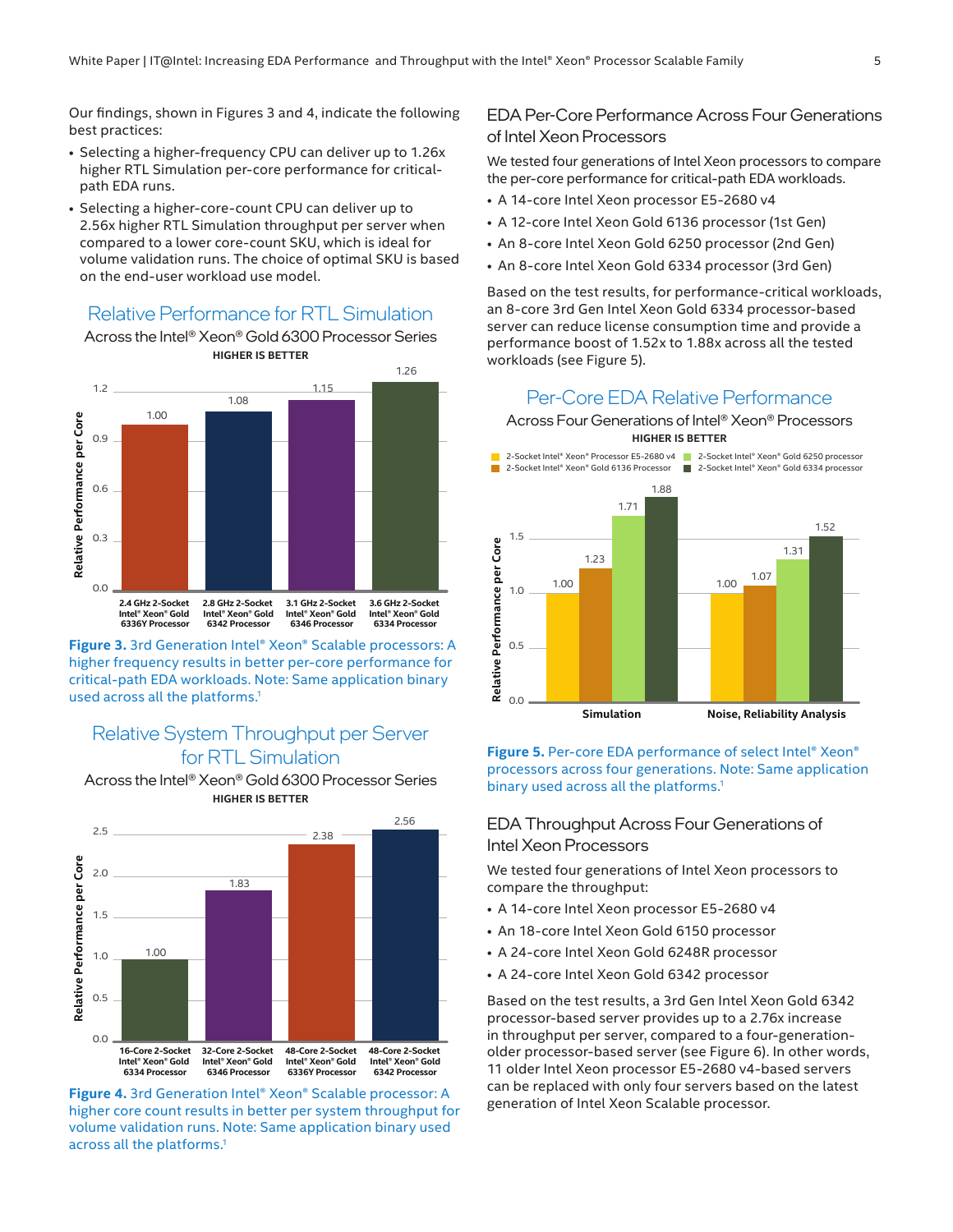Our findings, shown in Figures 3 and 4, indicate the following best practices:

- Selecting a higher-frequency CPU can deliver up to 1.26x higher RTL Simulation per-core performance for critical-path EDA runs.
- Selecting a higher-core-count CPU can deliver up to 2.56x higher RTL Simulation throughput per server when compared to a lower core-count SKU, which is ideal for volume validation runs. The choice of optimal SKU is based on the end-user workload use model.

**Relative Performance for RTL Simulation**
Across the Intel® Xeon® Gold 6300 Processor Series
HIGHER IS BETTER

| Processor | Relative Performance per Core |
|---|---|
| 2.4 GHz 2-Socket Intel® Xeon® Gold 6336Y Processor | 1.00 |
| 2.8 GHz 2-Socket Intel® Xeon® Gold 6342 Processor | 1.08 |
| 3.1 GHz 2-Socket Intel® Xeon® Gold 6346 Processor | 1.15 |
| 3.6 GHz 2-Socket Intel® Xeon® Gold 6334 Processor | 1.26 |

**Figure 3.** 3rd Generation Intel® Xeon® Scalable processors: A higher frequency results in better per-core performance for critical-path EDA workloads. Note: Same application binary used across all the platforms.[1]

**Relative System Throughput per Server for RTL Simulation**
Across the Intel® Xeon® Gold 6300 Processor Series
HIGHER IS BETTER

| Processor | Relative Performance per Core |
|---|---|
| 16-Core 2-Socket Intel® Xeon® Gold 6334 Processor | 1.00 |
| 32-Core 2-Socket Intel® Xeon® Gold 6346 Processor | 1.83 |
| 48-Core 2-Socket Intel® Xeon® Gold 6336Y Processor | 2.38 |
| 48-Core 2-Socket Intel® Xeon® Gold 6342 Processor | 2.56 |

**Figure 4.** 3rd Generation Intel® Xeon® Scalable processor: A higher core count results in better per system throughput for volume validation runs. Note: Same application binary used across all the platforms.[1]

## EDA Per-Core Performance Across Four Generations of Intel Xeon Processors

We tested four generations of Intel Xeon processors to compare the per-core performance for critical-path EDA workloads.

- A 14-core Intel Xeon processor E5-2680 v4
- A 12-core Intel Xeon Gold 6136 processor (1st Gen)
- An 8-core Intel Xeon Gold 6250 processor (2nd Gen)
- An 8-core Intel Xeon Gold 6334 processor (3rd Gen)

Based on the test results, for performance-critical workloads, an 8-core 3rd Gen Intel Xeon Gold 6334 processor-based server can reduce license consumption time and provide a performance boost of 1.52x to 1.88x across all the tested workloads (see Figure 5).

**Per-Core EDA Relative Performance**
Across Four Generations of Intel® Xeon® Processors
HIGHER IS BETTER

| Relative Performance per Core | Simulation | Noise, Reliability Analysis |
|---|---|---|
| 2-Socket Intel® Xeon® Processor E5-2680 v4 | 1.00 | 1.00 |
| 2-Socket Intel® Xeon® Gold 6136 Processor | 1.23 | 1.07 |
| 2-Socket Intel® Xeon® Gold 6250 processor | 1.71 | 1.31 |
| 2-Socket Intel® Xeon® Gold 6334 processor | 1.88 | 1.52 |

**Figure 5.** Per-core EDA performance of select Intel® Xeon® processors across four generations. Note: Same application binary used across all the platforms.[1]

## EDA Throughput Across Four Generations of Intel Xeon Processors

We tested four generations of Intel Xeon processors to compare the throughput:

- A 14-core Intel Xeon processor E5-2680 v4
- An 18-core Intel Xeon Gold 6150 processor
- A 24-core Intel Xeon Gold 6248R processor
- A 24-core Intel Xeon Gold 6342 processor

Based on the test results, a 3rd Gen Intel Xeon Gold 6342 processor-based server provides up to a 2.76x increase in throughput per server, compared to a four-generation-older processor-based server (see Figure 6). In other words, 11 older Intel Xeon processor E5-2680 v4-based servers can be replaced with only four servers based on the latest generation of Intel Xeon Scalable processor.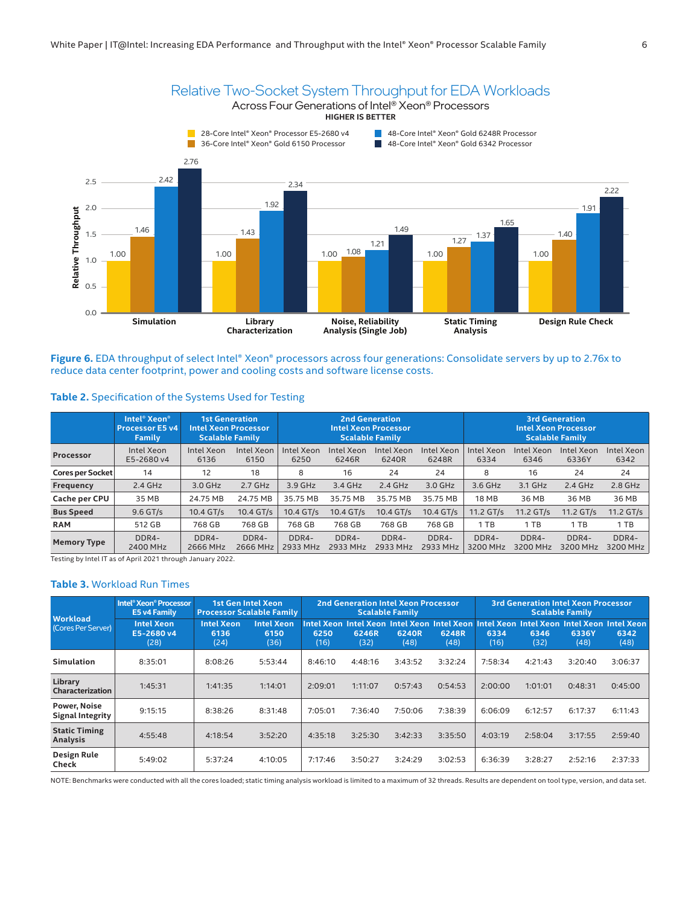## Relative Two-Socket System Throughput for EDA Workloads

Across Four Generations of Intel® Xeon® Processors

HIGHER IS BETTER

| Workload | 28-Core Intel® Xeon® Processor E5-2680 v4 | 36-Core Intel® Xeon® Gold 6150 Processor | 48-Core Intel® Xeon® Gold 6248R Processor | 48-Core Intel® Xeon® Gold 6342 Processor |
|---|---|---|---|---|
| Simulation | 1.00 | 1.46 | 2.42 | 2.76 |
| Library Characterization | 1.00 | 1.43 | 1.92 | 2.34 |
| Noise, Reliability Analysis (Single Job) | 1.00 | 1.08 | 1.21 | 1.49 |
| Static Timing Analysis | 1.00 | 1.27 | 1.37 | 1.65 |
| Design Rule Check | 1.00 | 1.40 | 1.91 | 2.22 |

**Figure 6.** EDA throughput of select Intel® Xeon® processors across four generations: Consolidate servers by up to 2.76x to reduce data center footprint, power and cooling costs and software license costs.

**Table 2.** Specification of the Systems Used for Testing

| | Intel® Xeon® Processor E5 v4 Family | 1st Generation Intel Xeon Processor Scalable Family | | 2nd Generation Intel Xeon Processor Scalable Family | | | | 3rd Generation Intel Xeon Processor Scalable Family | | | |
|---|---|---|---|---|---|---|---|---|---|---|---|
| **Processor** | Intel Xeon E5-2680 v4 | Intel Xeon 6136 | Intel Xeon 6150 | Intel Xeon 6250 | Intel Xeon 6246R | Intel Xeon 6240R | Intel Xeon 6248R | Intel Xeon 6334 | Intel Xeon 6346 | Intel Xeon 6336Y | Intel Xeon 6342 |
| **Cores per Socket** | 14 | 12 | 18 | 8 | 16 | 24 | 24 | 8 | 16 | 24 | 24 |
| **Frequency** | 2.4 GHz | 3.0 GHz | 2.7 GHz | 3.9 GHz | 3.4 GHz | 2.4 GHz | 3.0 GHz | 3.6 GHz | 3.1 GHz | 2.4 GHz | 2.8 GHz |
| **Cache per CPU** | 35 MB | 24.75 MB | 24.75 MB | 35.75 MB | 35.75 MB | 35.75 MB | 35.75 MB | 18 MB | 36 MB | 36 MB | 36 MB |
| **Bus Speed** | 9.6 GT/s | 10.4 GT/s | 10.4 GT/s | 10.4 GT/s | 10.4 GT/s | 10.4 GT/s | 10.4 GT/s | 11.2 GT/s | 11.2 GT/s | 11.2 GT/s | 11.2 GT/s |
| **RAM** | 512 GB | 768 GB | 768 GB | 768 GB | 768 GB | 768 GB | 768 GB | 1 TB | 1 TB | 1 TB | 1 TB |
| **Memory Type** | DDR4-2400 MHz | DDR4-2666 MHz | DDR4-2666 MHz | DDR4-2933 MHz | DDR4-2933 MHz | DDR4-2933 MHz | DDR4-2933 MHz | DDR4-3200 MHz | DDR4-3200 MHz | DDR4-3200 MHz | DDR4-3200 MHz |

Testing by Intel IT as of April 2021 through January 2022.

**Table 3.** Workload Run Times

| Workload (Cores Per Server) | Intel® Xeon® Processor E5 v4 Family | 1st Gen Intel Xeon Processor Scalable Family | | 2nd Generation Intel Xeon Processor Scalable Family | | | | 3rd Generation Intel Xeon Processor Scalable Family | | | |
|---|---|---|---|---|---|---|---|---|---|---|---|
| | **Intel Xeon E5-2680 v4 (28)** | **Intel Xeon 6136 (24)** | **Intel Xeon 6150 (36)** | **Intel Xeon 6250 (16)** | **Intel Xeon 6246R (32)** | **Intel Xeon 6240R (48)** | **Intel Xeon 6248R (48)** | **Intel Xeon 6334 (16)** | **Intel Xeon 6346 (32)** | **Intel Xeon 6336Y (48)** | **Intel Xeon 6342 (48)** |
| **Simulation** | 8:35:01 | 8:08:26 | 5:53:44 | 8:46:10 | 4:48:16 | 3:43:52 | 3:32:24 | 7:58:34 | 4:21:43 | 3:20:40 | 3:06:37 |
| **Library Characterization** | 1:45:31 | 1:41:35 | 1:14:01 | 2:09:01 | 1:11:07 | 0:57:43 | 0:54:53 | 2:00:00 | 1:01:01 | 0:48:31 | 0:45:00 |
| **Power, Noise Signal Integrity** | 9:15:15 | 8:38:26 | 8:31:48 | 7:05:01 | 7:36:40 | 7:50:06 | 7:38:39 | 6:06:09 | 6:12:57 | 6:17:37 | 6:11:43 |
| **Static Timing Analysis** | 4:55:48 | 4:18:54 | 3:52:20 | 4:35:18 | 3:25:30 | 3:42:33 | 3:35:50 | 4:03:19 | 2:58:04 | 3:17:55 | 2:59:40 |
| **Design Rule Check** | 5:49:02 | 5:37:24 | 4:10:05 | 7:17:46 | 3:50:27 | 3:24:29 | 3:02:53 | 6:36:39 | 3:28:27 | 2:52:16 | 2:37:33 |

NOTE: Benchmarks were conducted with all the cores loaded; static timing analysis workload is limited to a maximum of 32 threads. Results are dependent on tool type, version, and data set.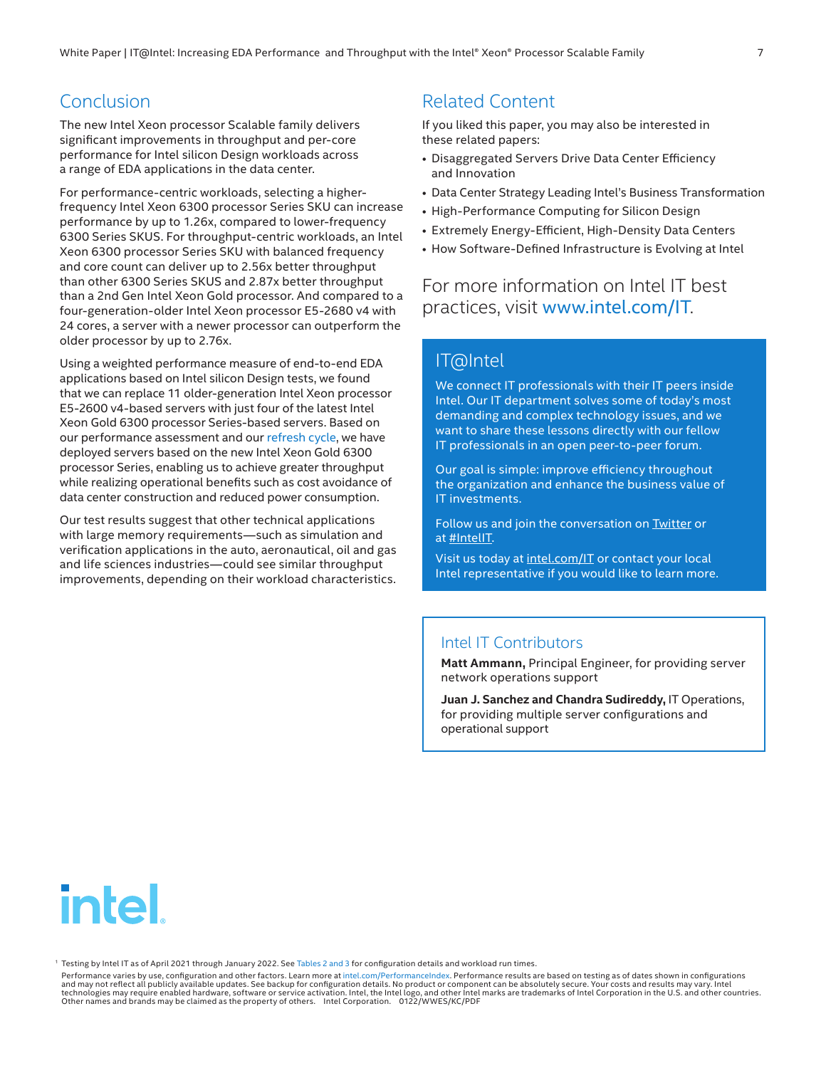## Conclusion

The new Intel Xeon processor Scalable family delivers significant improvements in throughput and per-core performance for Intel silicon Design workloads across a range of EDA applications in the data center.

For performance-centric workloads, selecting a higher-frequency Intel Xeon 6300 processor Series SKU can increase performance by up to 1.26x, compared to lower-frequency 6300 Series SKUS. For throughput-centric workloads, an Intel Xeon 6300 processor Series SKU with balanced frequency and core count can deliver up to 2.56x better throughput than other 6300 Series SKUS and 2.87x better throughput than a 2nd Gen Intel Xeon Gold processor. And compared to a four-generation-older Intel Xeon processor E5-2680 v4 with 24 cores, a server with a newer processor can outperform the older processor by up to 2.76x.

Using a weighted performance measure of end-to-end EDA applications based on Intel silicon Design tests, we found that we can replace 11 older-generation Intel Xeon processor E5-2600 v4-based servers with just four of the latest Intel Xeon Gold 6300 processor Series-based servers. Based on our performance assessment and our refresh cycle, we have deployed servers based on the new Intel Xeon Gold 6300 processor Series, enabling us to achieve greater throughput while realizing operational benefits such as cost avoidance of data center construction and reduced power consumption.

Our test results suggest that other technical applications with large memory requirements—such as simulation and verification applications in the auto, aeronautical, oil and gas and life sciences industries—could see similar throughput improvements, depending on their workload characteristics.

## Related Content

If you liked this paper, you may also be interested in these related papers:

- Disaggregated Servers Drive Data Center Efficiency and Innovation
- Data Center Strategy Leading Intel's Business Transformation
- High-Performance Computing for Silicon Design
- Extremely Energy-Efficient, High-Density Data Centers
- How Software-Defined Infrastructure is Evolving at Intel

### For more information on Intel IT best practices, visit www.intel.com/IT.

## IT@Intel

We connect IT professionals with their IT peers inside Intel. Our IT department solves some of today's most demanding and complex technology issues, and we want to share these lessons directly with our fellow IT professionals in an open peer-to-peer forum.

Our goal is simple: improve efficiency throughout the organization and enhance the business value of IT investments.

Follow us and join the conversation on Twitter or at #IntelIT.

Visit us today at intel.com/IT or contact your local Intel representative if you would like to learn more.

### Intel IT Contributors

**Matt Ammann,** Principal Engineer, for providing server network operations support

**Juan J. Sanchez and Chandra Sudireddy,** IT Operations, for providing multiple server configurations and operational support

[1] Testing by Intel IT as of April 2021 through January 2022. See Tables 2 and 3 for configuration details and workload run times.

Performance varies by use, configuration and other factors. Learn more at intel.com/PerformanceIndex. Performance results are based on testing as of dates shown in configurations and may not reflect all publicly available updates. See backup for configuration details. No product or component can be absolutely secure. Your costs and results may vary. Intel technologies may require enabled hardware, software or service activation. Intel, the Intel logo, and other Intel marks are trademarks of Intel Corporation in the U.S. and other countries. Other names and brands may be claimed as the property of others. Intel Corporation. 0122/WWES/KC/PDF